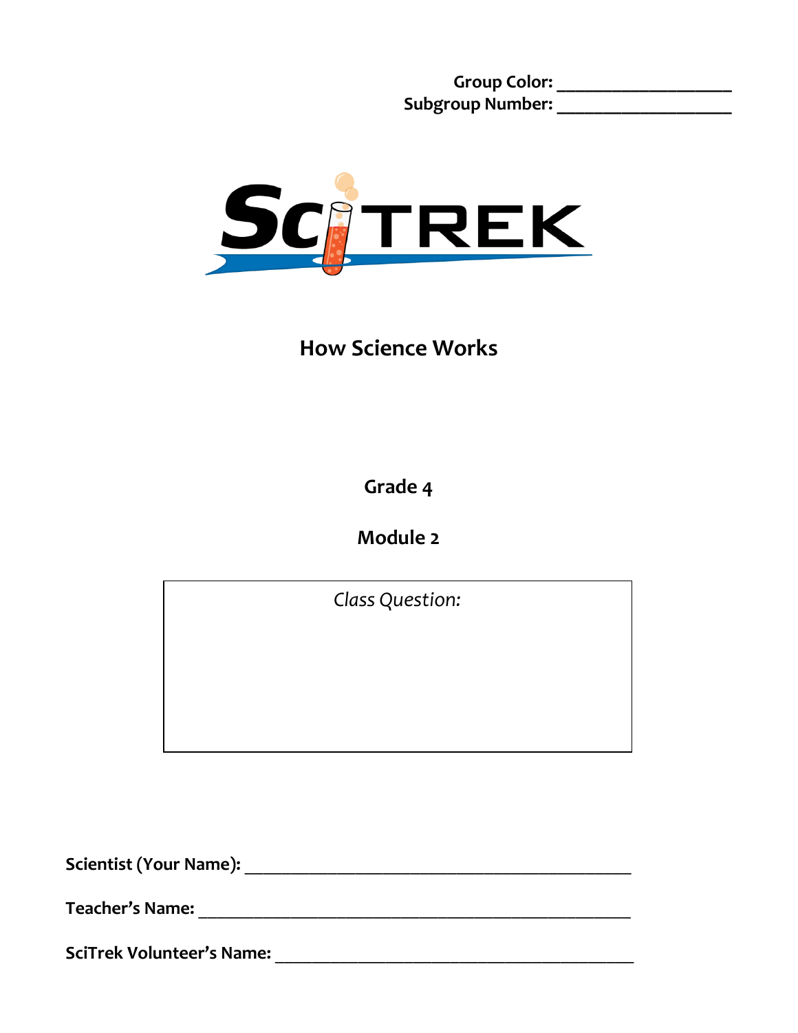Group Color: ___________________

Subgroup Number: ___________________

SciTREK

# How Science Works

**Grade 4**

**Module 2**

| |
|---|
| *Class Question:* |

**Scientist (Your Name):** ___________________________________________

**Teacher's Name:** ________________________________________________

**SciTrek Volunteer's Name:** _________________________________________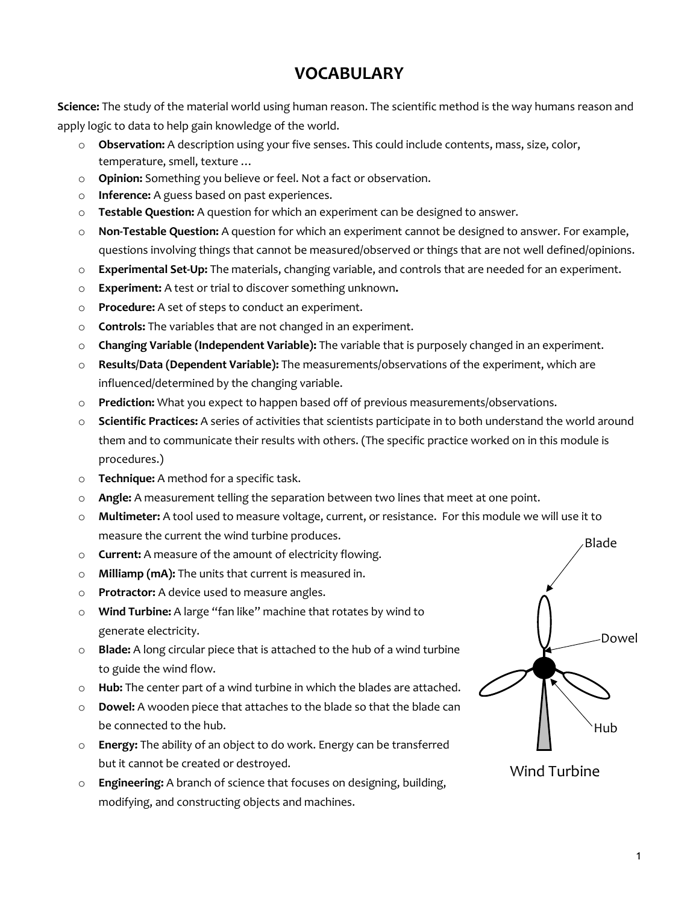# VOCABULARY

**Science:** The study of the material world using human reason. The scientific method is the way humans reason and apply logic to data to help gain knowledge of the world.

- **Observation:** A description using your five senses. This could include contents, mass, size, color, temperature, smell, texture …
- **Opinion:** Something you believe or feel. Not a fact or observation.
- **Inference:** A guess based on past experiences.
- **Testable Question:** A question for which an experiment can be designed to answer.
- **Non-Testable Question:** A question for which an experiment cannot be designed to answer. For example, questions involving things that cannot be measured/observed or things that are not well defined/opinions.
- **Experimental Set-Up:** The materials, changing variable, and controls that are needed for an experiment.
- **Experiment:** A test or trial to discover something unknown**.**
- **Procedure:** A set of steps to conduct an experiment.
- **Controls:** The variables that are not changed in an experiment.
- **Changing Variable (Independent Variable):** The variable that is purposely changed in an experiment.
- **Results/Data (Dependent Variable):** The measurements/observations of the experiment, which are influenced/determined by the changing variable.
- **Prediction:** What you expect to happen based off of previous measurements/observations.
- **Scientific Practices:** A series of activities that scientists participate in to both understand the world around them and to communicate their results with others. (The specific practice worked on in this module is procedures.)
- **Technique:** A method for a specific task.
- **Angle:** A measurement telling the separation between two lines that meet at one point.
- **Multimeter:** A tool used to measure voltage, current, or resistance. For this module we will use it to measure the current the wind turbine produces.
- **Current:** A measure of the amount of electricity flowing.
- **Milliamp (mA):** The units that current is measured in.
- **Protractor:** A device used to measure angles.
- **Wind Turbine:** A large "fan like" machine that rotates by wind to generate electricity.
- **Blade:** A long circular piece that is attached to the hub of a wind turbine to guide the wind flow.
- **Hub:** The center part of a wind turbine in which the blades are attached.
- **Dowel:** A wooden piece that attaches to the blade so that the blade can be connected to the hub.
- **Energy:** The ability of an object to do work. Energy can be transferred but it cannot be created or destroyed.
- **Engineering:** A branch of science that focuses on designing, building, modifying, and constructing objects and machines.

Blade

Dowel

Hub

Wind Turbine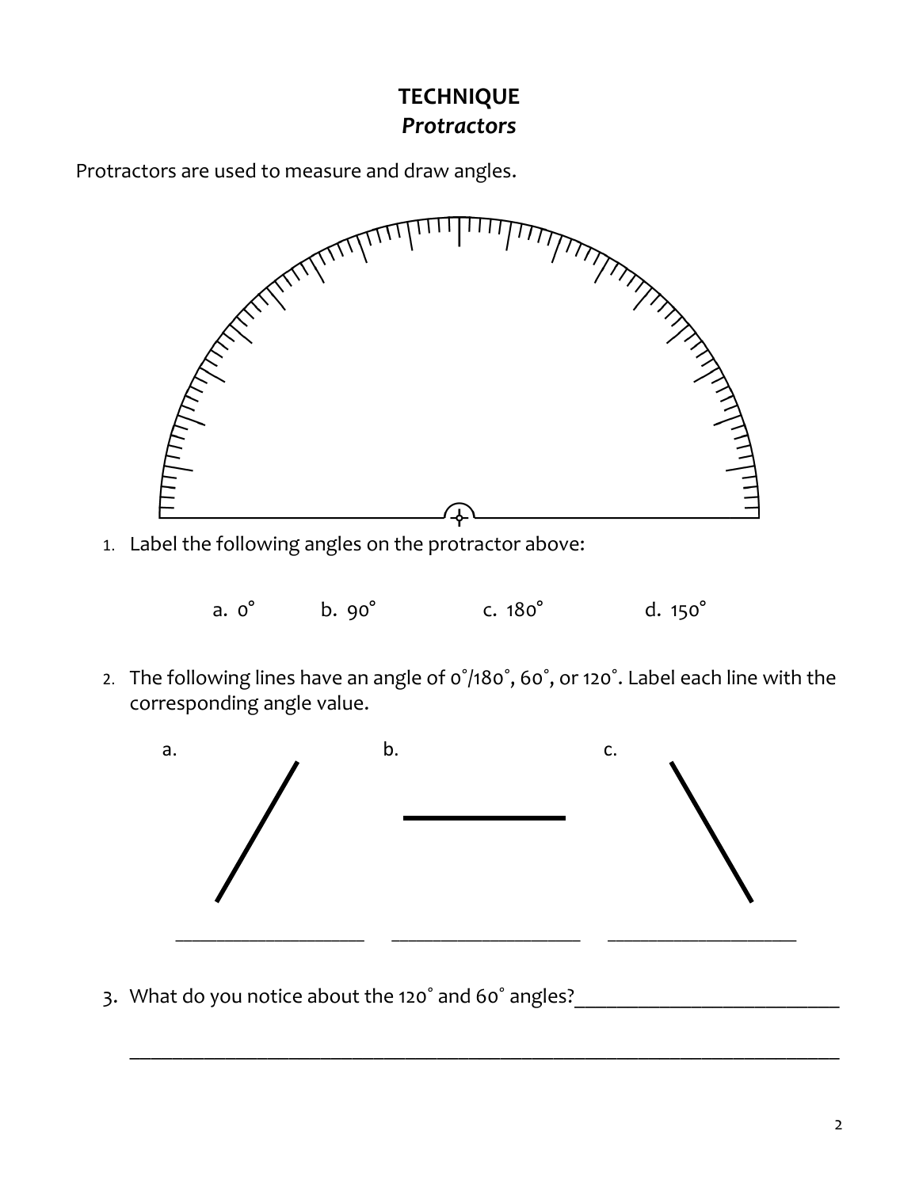# TECHNIQUE

## *Protractors*

Protractors are used to measure and draw angles.

1. Label the following angles on the protractor above:

   a. 0°  b. 90°  c. 180°  d. 150°

2. The following lines have an angle of 0˚/180˚, 60˚, or 120˚. Label each line with the corresponding angle value.

   a.

   b.

   c.

   ___________________ ___________________ ___________________

3. What do you notice about the 120˚ and 60˚ angles?_________________________

_____________________________________________________________________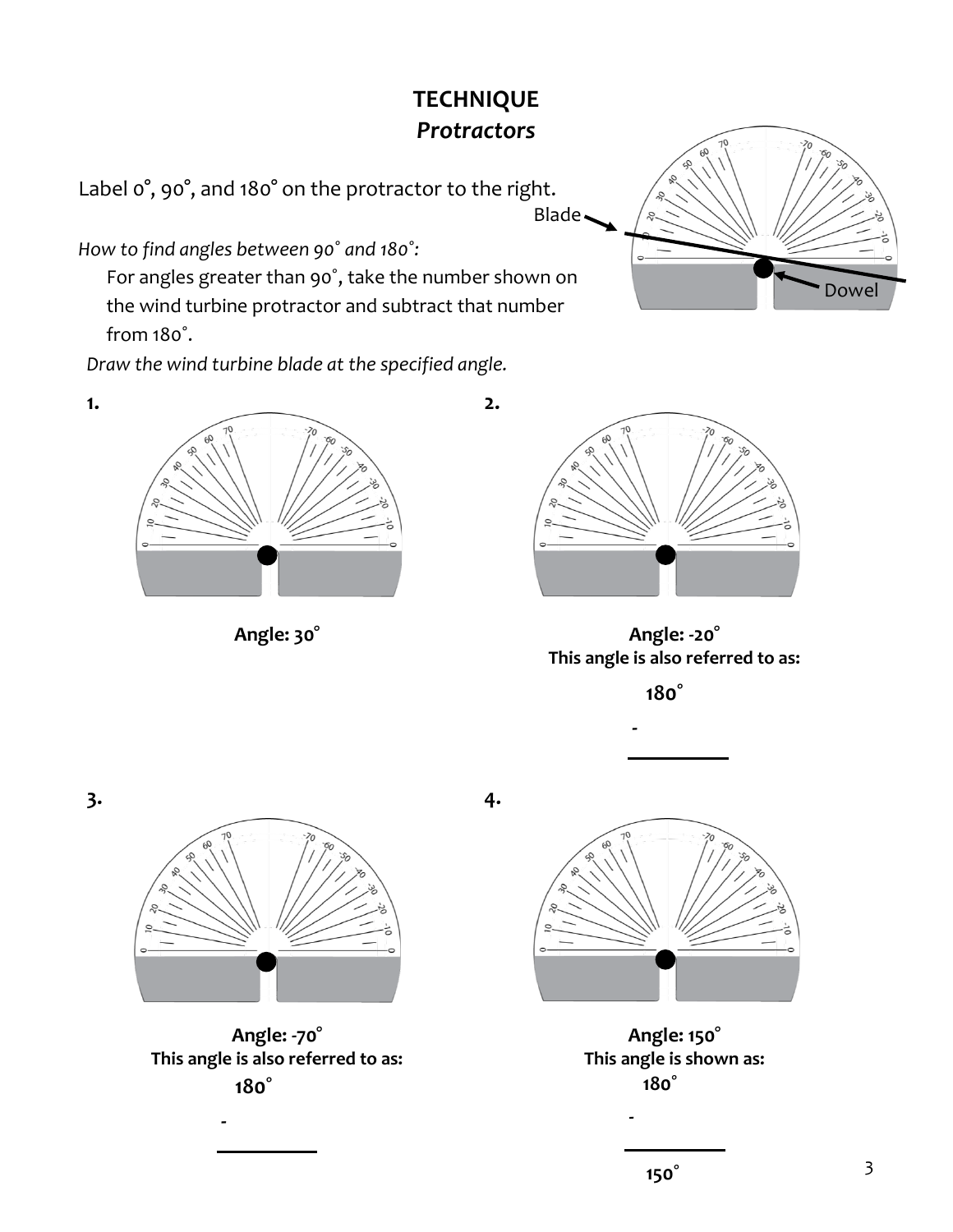# TECHNIQUE

## *Protractors*

Label 0˚, 90˚, and 180˚ on the protractor to the right.

Blade

Dowel

*How to find angles between 90˚ and 180˚:*

For angles greater than 90˚, take the number shown on the wind turbine protractor and subtract that number from 180˚.

*Draw the wind turbine blade at the specified angle.*

**1.**

**Angle: 30˚**

**2.**

**Angle: -20˚**
**This angle is also referred to as:**

**180˚**

**-**

**3.**

**Angle: -70˚**
**This angle is also referred to as:**

**180˚**

**-**

**4.**

**Angle: 150˚**
**This angle is shown as:**

**180˚**

**-**

**150˚**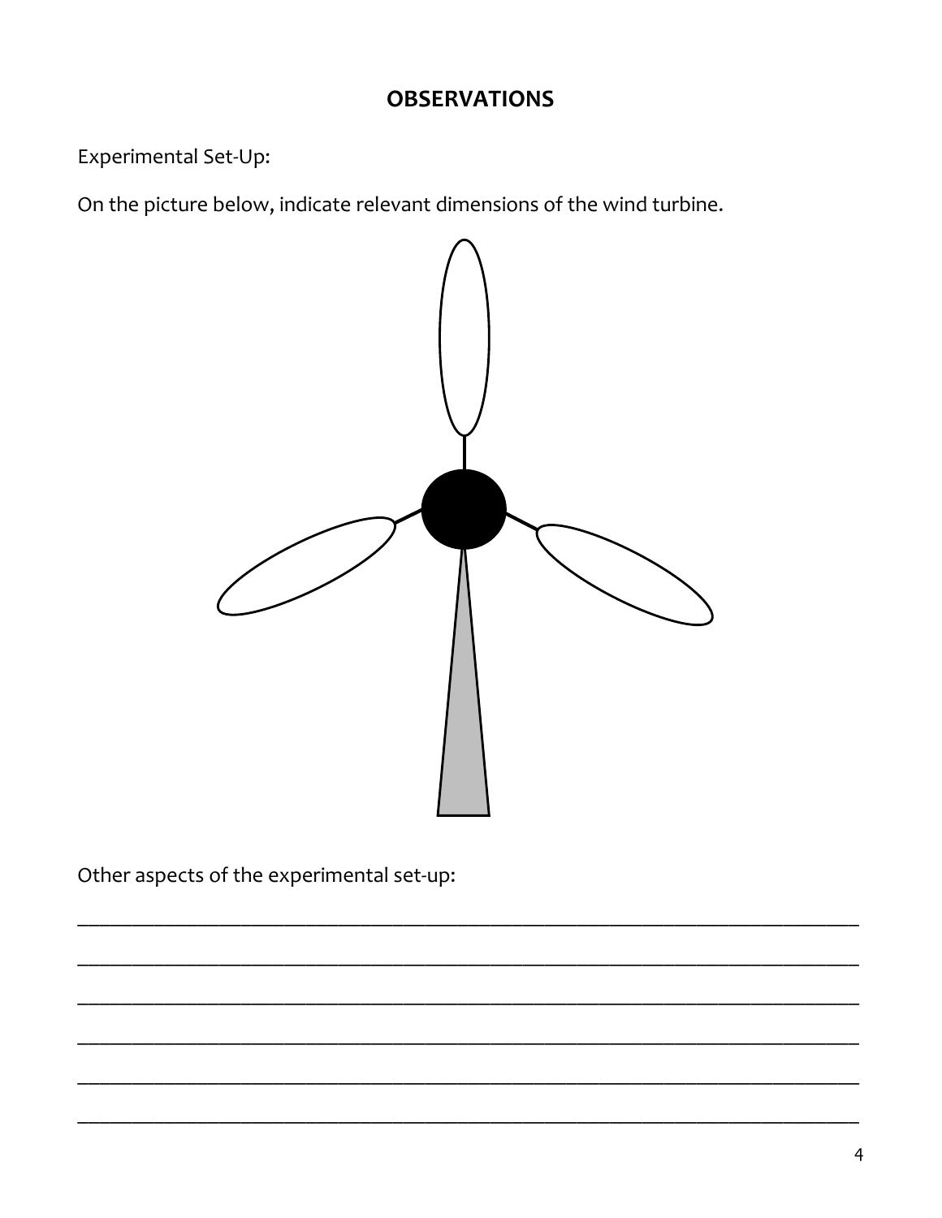## OBSERVATIONS

Experimental Set-Up:

On the picture below, indicate relevant dimensions of the wind turbine.

Other aspects of the experimental set-up:

\_\_\_\_\_\_\_\_\_\_\_\_\_\_\_\_\_\_\_\_\_\_\_\_\_\_\_\_\_\_\_\_\_\_\_\_\_\_\_\_\_\_\_\_\_\_\_\_\_\_\_\_\_\_\_\_\_\_\_\_\_\_\_\_\_\_\_\_\_\_\_\_\_\_

\_\_\_\_\_\_\_\_\_\_\_\_\_\_\_\_\_\_\_\_\_\_\_\_\_\_\_\_\_\_\_\_\_\_\_\_\_\_\_\_\_\_\_\_\_\_\_\_\_\_\_\_\_\_\_\_\_\_\_\_\_\_\_\_\_\_\_\_\_\_\_\_\_\_

\_\_\_\_\_\_\_\_\_\_\_\_\_\_\_\_\_\_\_\_\_\_\_\_\_\_\_\_\_\_\_\_\_\_\_\_\_\_\_\_\_\_\_\_\_\_\_\_\_\_\_\_\_\_\_\_\_\_\_\_\_\_\_\_\_\_\_\_\_\_\_\_\_\_

\_\_\_\_\_\_\_\_\_\_\_\_\_\_\_\_\_\_\_\_\_\_\_\_\_\_\_\_\_\_\_\_\_\_\_\_\_\_\_\_\_\_\_\_\_\_\_\_\_\_\_\_\_\_\_\_\_\_\_\_\_\_\_\_\_\_\_\_\_\_\_\_\_\_

\_\_\_\_\_\_\_\_\_\_\_\_\_\_\_\_\_\_\_\_\_\_\_\_\_\_\_\_\_\_\_\_\_\_\_\_\_\_\_\_\_\_\_\_\_\_\_\_\_\_\_\_\_\_\_\_\_\_\_\_\_\_\_\_\_\_\_\_\_\_\_\_\_\_

\_\_\_\_\_\_\_\_\_\_\_\_\_\_\_\_\_\_\_\_\_\_\_\_\_\_\_\_\_\_\_\_\_\_\_\_\_\_\_\_\_\_\_\_\_\_\_\_\_\_\_\_\_\_\_\_\_\_\_\_\_\_\_\_\_\_\_\_\_\_\_\_\_\_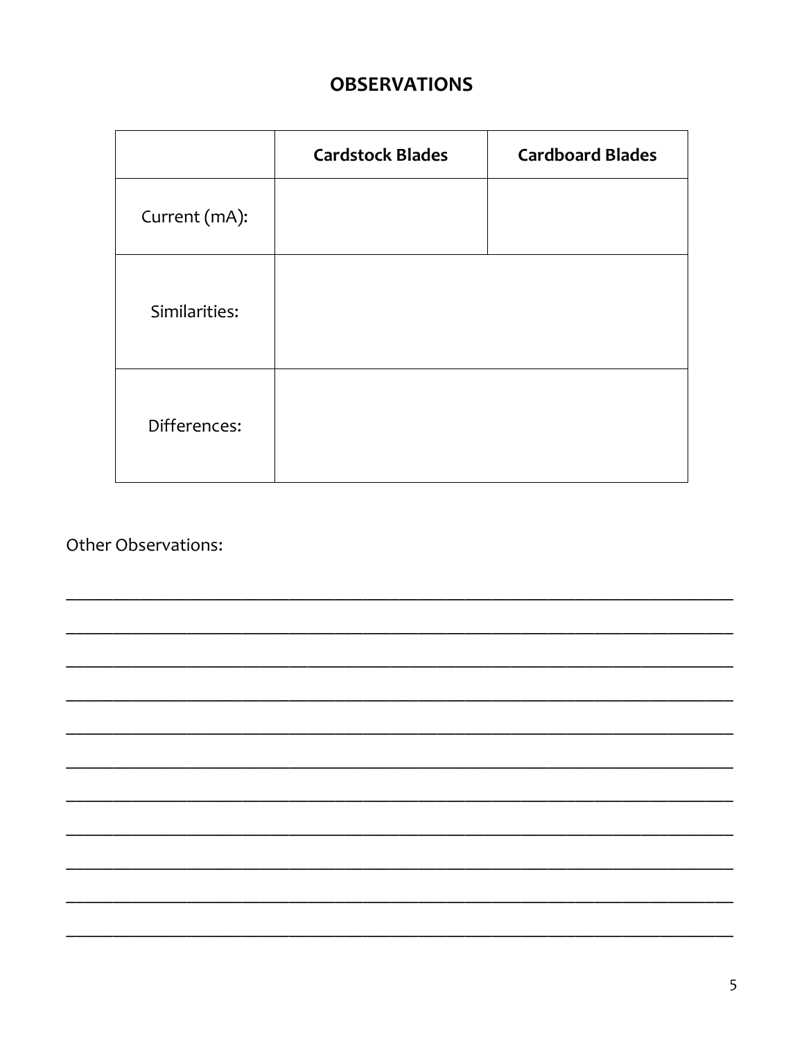## OBSERVATIONS

| | Cardstock Blades | Cardboard Blades |
|---|---|---|
| Current (mA): | | |
| Similarities: | | |
| Differences: | | |

Other Observations:

___________________________________________________________________________

___________________________________________________________________________

___________________________________________________________________________

___________________________________________________________________________

___________________________________________________________________________

___________________________________________________________________________

___________________________________________________________________________

___________________________________________________________________________

___________________________________________________________________________

___________________________________________________________________________

___________________________________________________________________________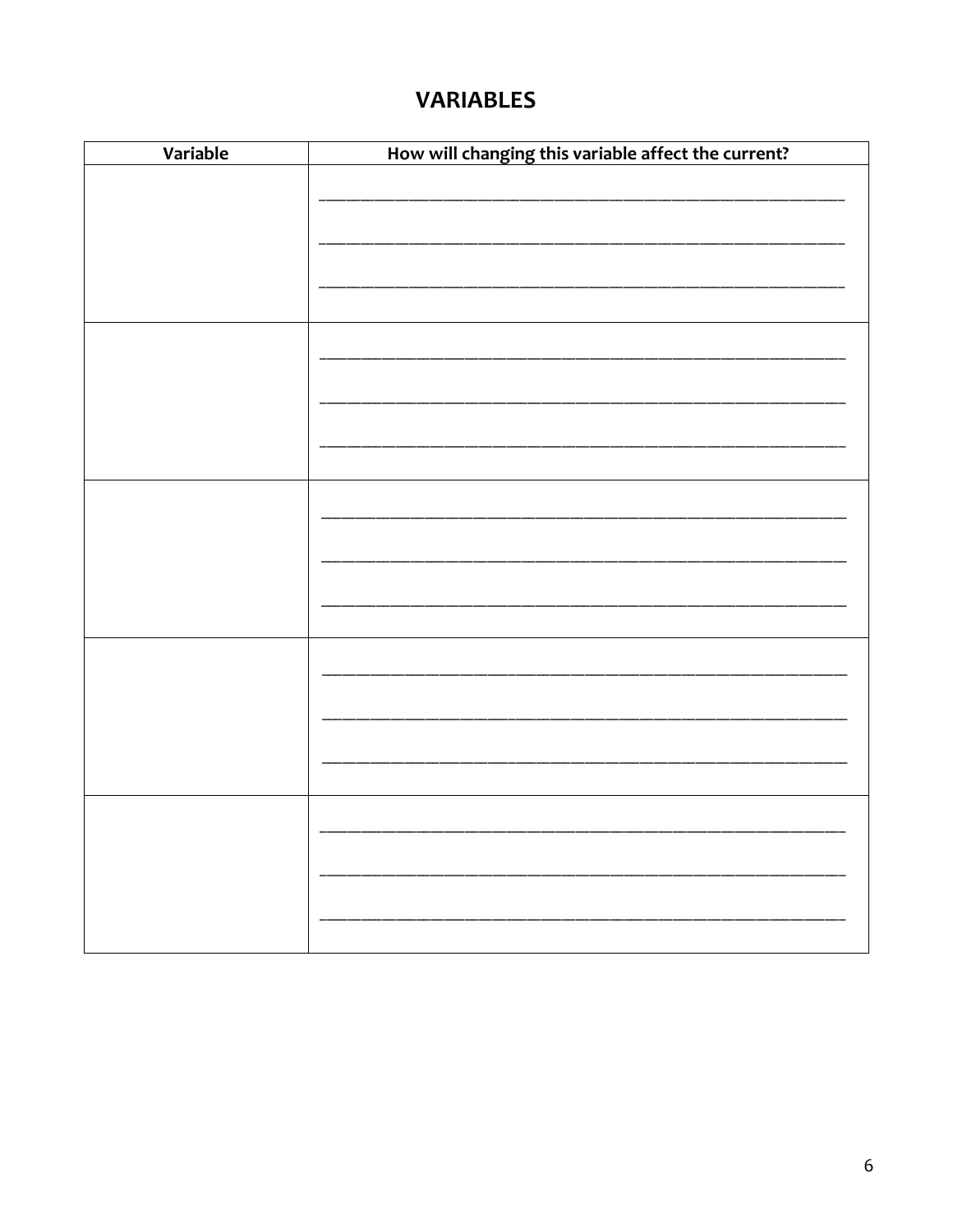## VARIABLES

| Variable | How will changing this variable affect the current? |
|---|---|
| | ______________________________________________________________<br>______________________________________________________________<br>______________________________________________________________ |
| | ______________________________________________________________<br>______________________________________________________________<br>______________________________________________________________ |
| | ______________________________________________________________<br>______________________________________________________________<br>______________________________________________________________ |
| | ______________________________________________________________<br>______________________________________________________________<br>______________________________________________________________ |
| | ______________________________________________________________<br>______________________________________________________________<br>______________________________________________________________ |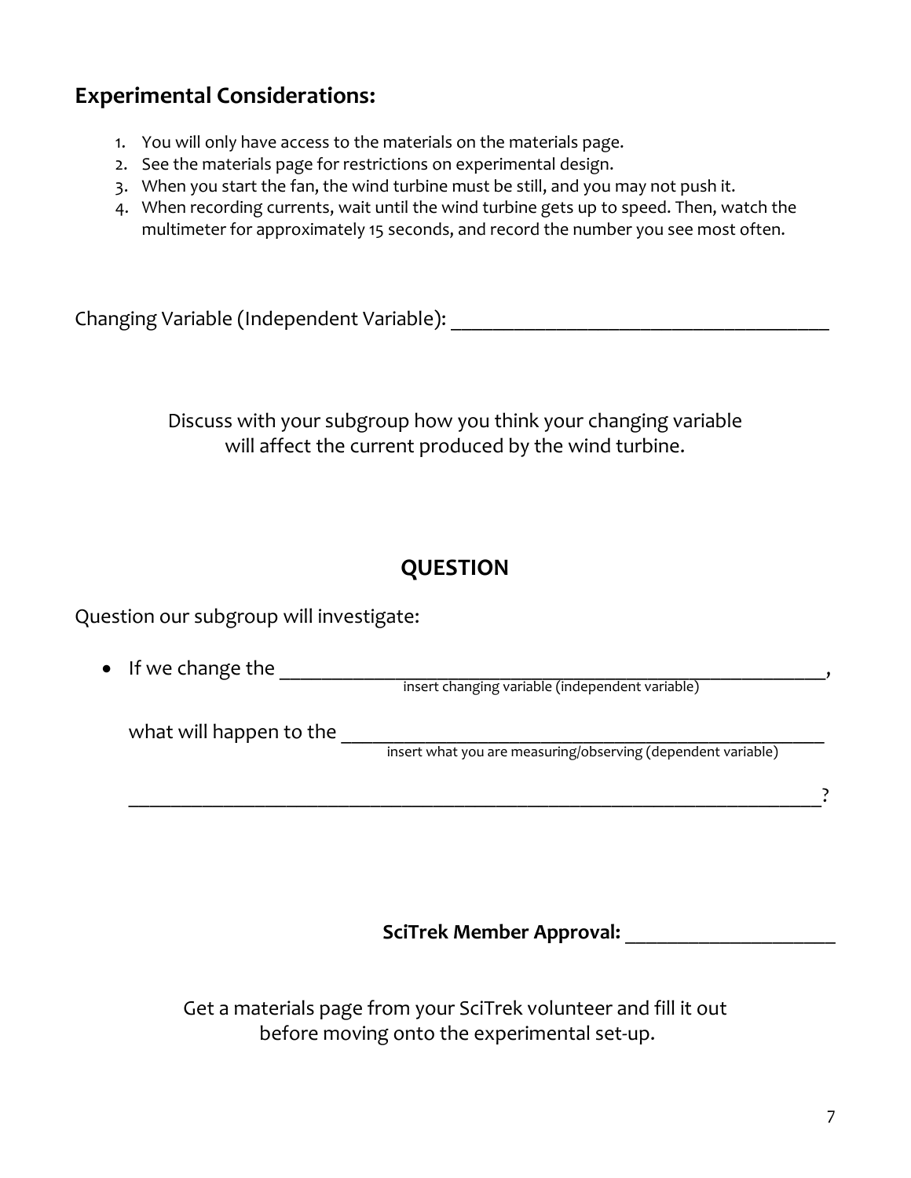## Experimental Considerations:

1. You will only have access to the materials on the materials page.
2. See the materials page for restrictions on experimental design.
3. When you start the fan, the wind turbine must be still, and you may not push it.
4. When recording currents, wait until the wind turbine gets up to speed. Then, watch the multimeter for approximately 15 seconds, and record the number you see most often.

Changing Variable (Independent Variable): ______________________________________

Discuss with your subgroup how you think your changing variable will affect the current produced by the wind turbine.

## QUESTION

Question our subgroup will investigate:

- If we change the ______________________________________________________,
  insert changing variable (independent variable)

  what will happen to the ______________________________________________
  insert what you are measuring/observing (dependent variable)

  ______________________________________________________________________?

**SciTrek Member Approval:** _____________________

Get a materials page from your SciTrek volunteer and fill it out before moving onto the experimental set-up.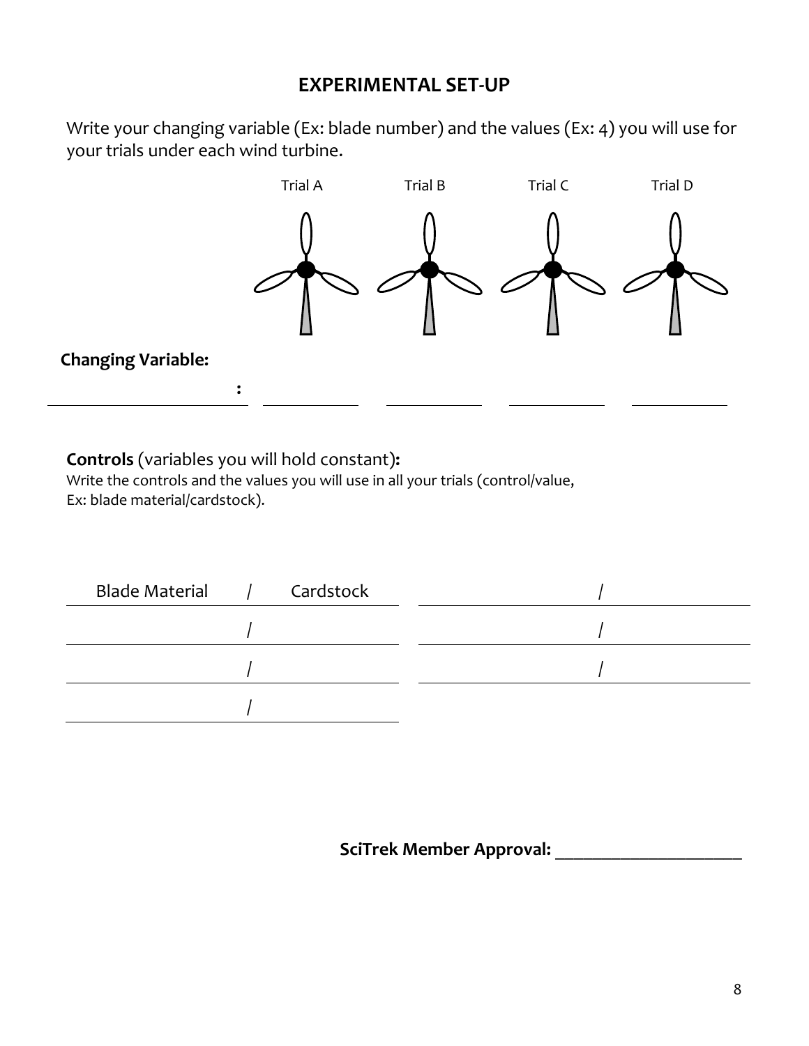## EXPERIMENTAL SET-UP

Write your changing variable (Ex: blade number) and the values (Ex: 4) you will use for your trials under each wind turbine.

Trial A Trial B Trial C Trial D

**Changing Variable:**

______________________: ___________ ___________ ___________ ___________

**Controls** (variables you will hold constant)**:**

Write the controls and the values you will use in all your trials (control/value, Ex: blade material/cardstock).

| | |
|---|---|
| Blade Material / Cardstock | / |
| / | / |
| / | / |
| / | |

**SciTrek Member Approval:** ____________________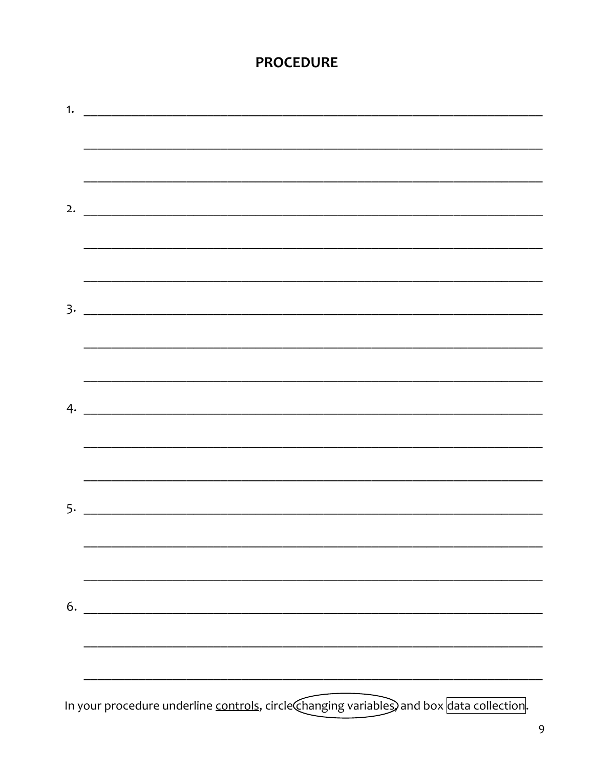## PROCEDURE

1. ______________________________________________________________________

______________________________________________________________________

______________________________________________________________________

2. ______________________________________________________________________

______________________________________________________________________

______________________________________________________________________

3. ______________________________________________________________________

______________________________________________________________________

______________________________________________________________________

4. ______________________________________________________________________

______________________________________________________________________

______________________________________________________________________

5. ______________________________________________________________________

______________________________________________________________________

______________________________________________________________________

6. ______________________________________________________________________

______________________________________________________________________

______________________________________________________________________

In your procedure underline <u>controls</u>, circle (changing variables), and box [data collection].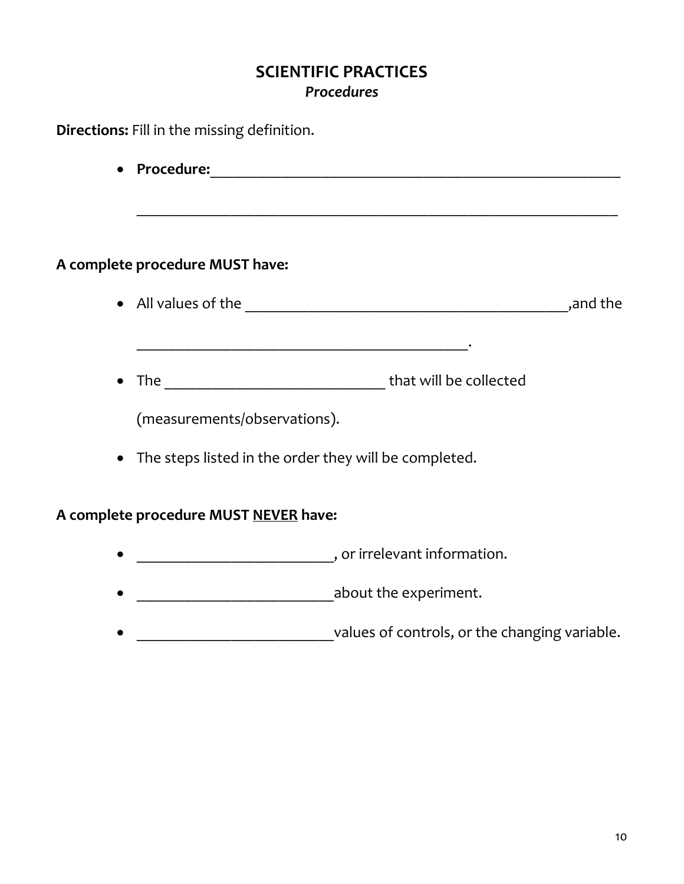# SCIENTIFIC PRACTICES

### *Procedures*

**Directions:** Fill in the missing definition.

- **Procedure:**___________________________________________________________

  ___________________________________________________________

**A complete procedure MUST have:**

- All values of the ________________________________________,and the

  ________________________________________.

- The ___________________________ that will be collected

  (measurements/observations).

- The steps listed in the order they will be completed.

**A complete procedure MUST <u>NEVER</u> have:**

- ________________________, or irrelevant information.
- ________________________about the experiment.
- ________________________values of controls, or the changing variable.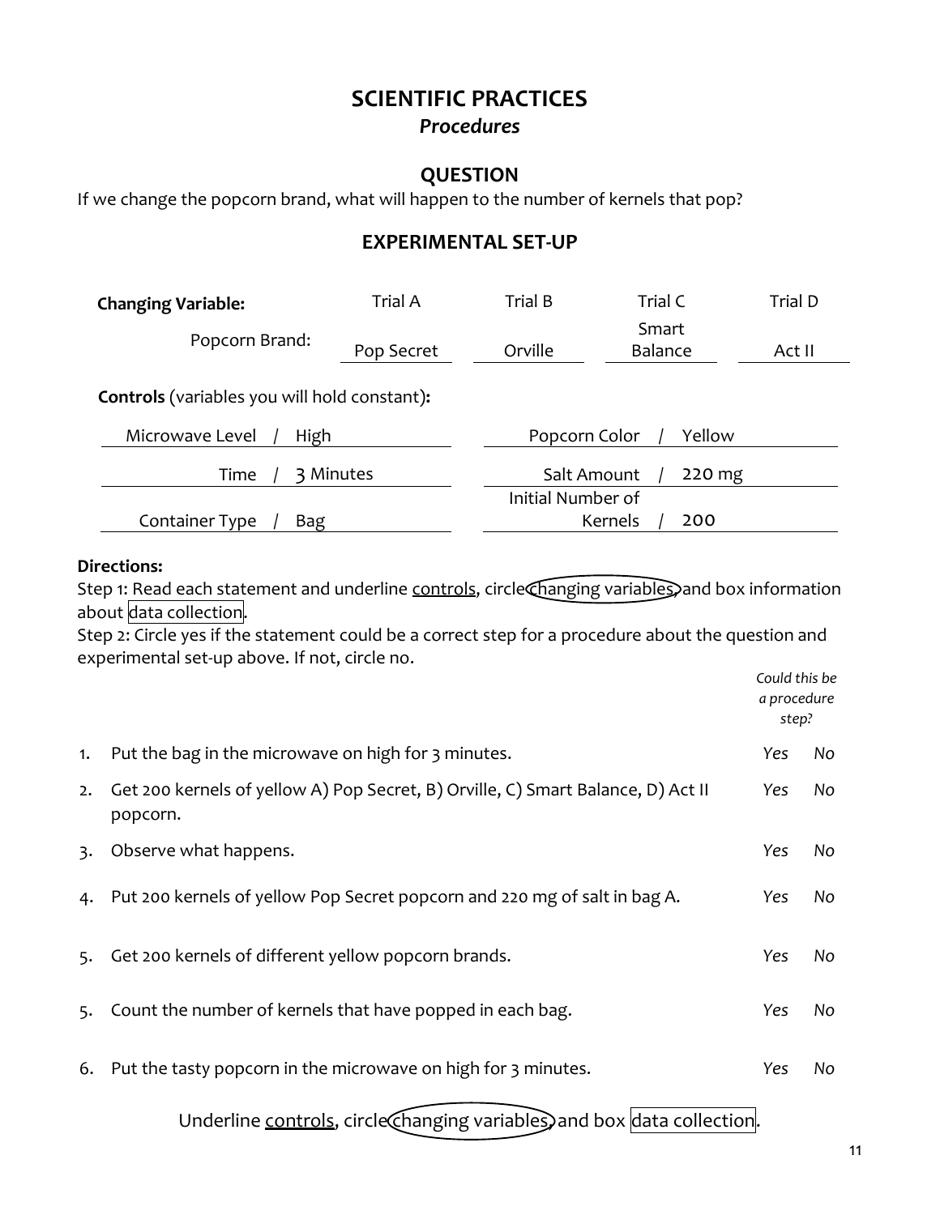# SCIENTIFIC PRACTICES

*Procedures*

## QUESTION

If we change the popcorn brand, what will happen to the number of kernels that pop?

## EXPERIMENTAL SET-UP

| **Changing Variable:** | Trial A | Trial B | Trial C | Trial D |
|---|---|---|---|---|
| Popcorn Brand: | Pop Secret | Orville | Smart Balance | Act II |

**Controls** (variables you will hold constant)**:**

| | |
|---|---|
| Microwave Level / High | Popcorn Color / Yellow |
| Time / 3 Minutes | Salt Amount / 220 mg |
| Container Type / Bag | Initial Number of Kernels / 200 |

**Directions:**

Step 1: Read each statement and underline controls, circle changing variables, and box information about data collection.

Step 2: Circle yes if the statement could be a correct step for a procedure about the question and experimental set-up above. If not, circle no.

| | | *Could this be a procedure step?* | |
|---|---|---|---|
| 1. | Put the bag in the microwave on high for 3 minutes. | *Yes* | *No* |
| 2. | Get 200 kernels of yellow A) Pop Secret, B) Orville, C) Smart Balance, D) Act II popcorn. | *Yes* | *No* |
| 3. | Observe what happens. | *Yes* | *No* |
| 4. | Put 200 kernels of yellow Pop Secret popcorn and 220 mg of salt in bag A. | *Yes* | *No* |
| 5. | Get 200 kernels of different yellow popcorn brands. | *Yes* | *No* |
| 5. | Count the number of kernels that have popped in each bag. | *Yes* | *No* |
| 6. | Put the tasty popcorn in the microwave on high for 3 minutes. | *Yes* | *No* |

Underline controls, circle changing variables, and box data collection.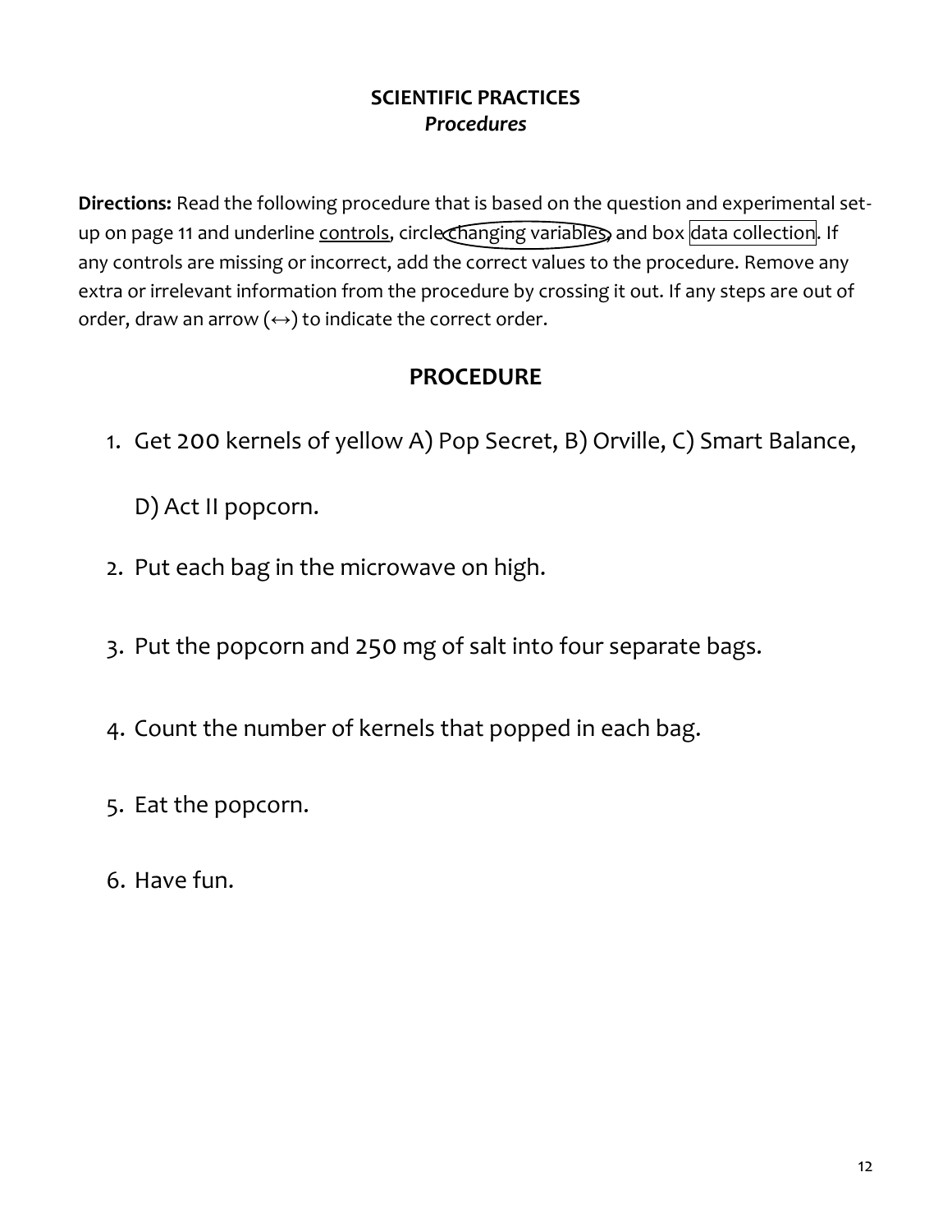**SCIENTIFIC PRACTICES**
***Procedures***

**Directions:** Read the following procedure that is based on the question and experimental set-up on page 11 and underline <u>controls</u>, circle changing variables, and box data collection. If any controls are missing or incorrect, add the correct values to the procedure. Remove any extra or irrelevant information from the procedure by crossing it out. If any steps are out of order, draw an arrow (↔) to indicate the correct order.

## PROCEDURE

1. Get 200 kernels of yellow A) Pop Secret, B) Orville, C) Smart Balance, D) Act II popcorn.
2. Put each bag in the microwave on high.
3. Put the popcorn and 250 mg of salt into four separate bags.
4. Count the number of kernels that popped in each bag.
5. Eat the popcorn.
6. Have fun.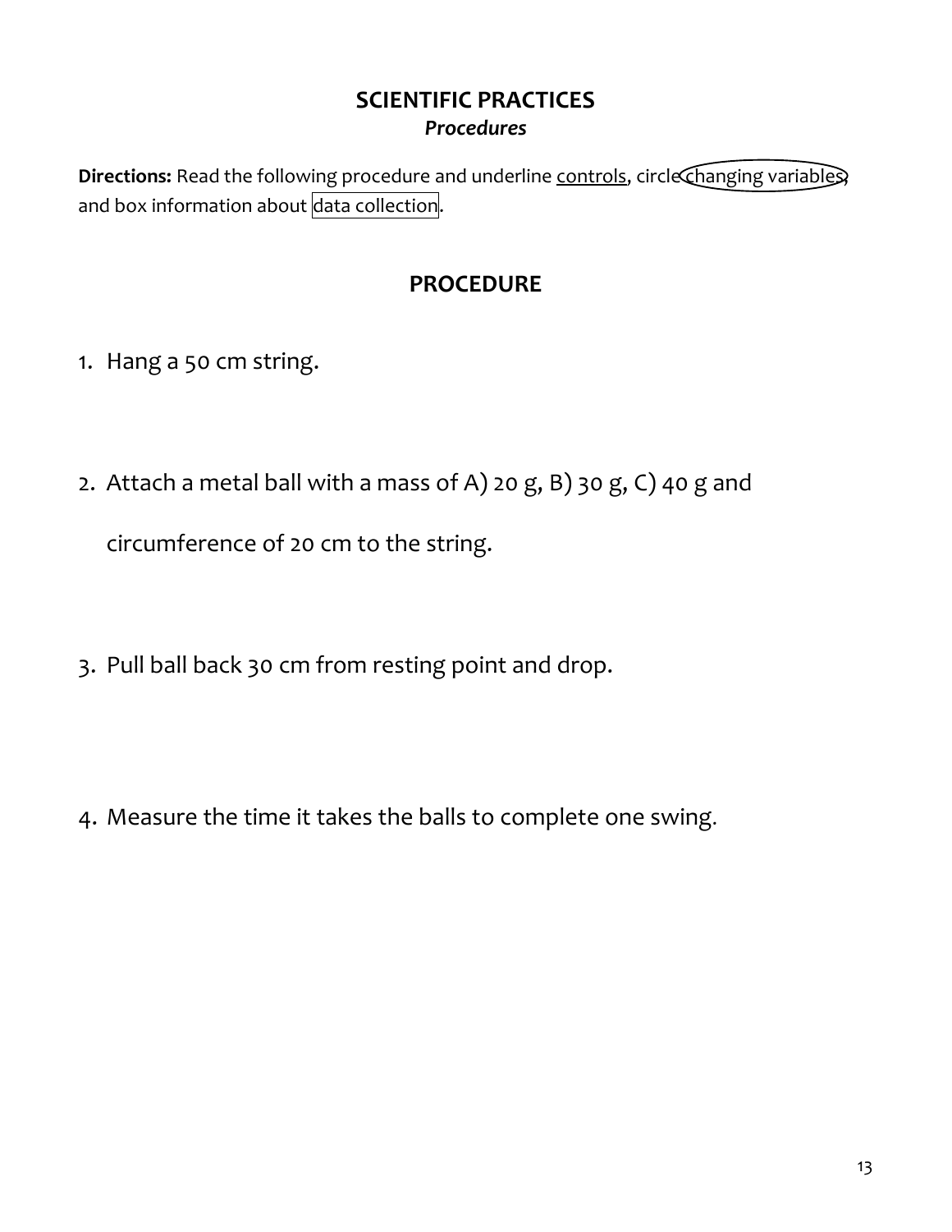## SCIENTIFIC PRACTICES

***Procedures***

**Directions:** Read the following procedure and underline <u>controls</u>, circle changing variables, and box information about data collection.

## PROCEDURE

1. Hang a 50 cm string.
2. Attach a metal ball with a mass of A) 20 g, B) 30 g, C) 40 g and circumference of 20 cm to the string.
3. Pull ball back 30 cm from resting point and drop.
4. Measure the time it takes the balls to complete one swing.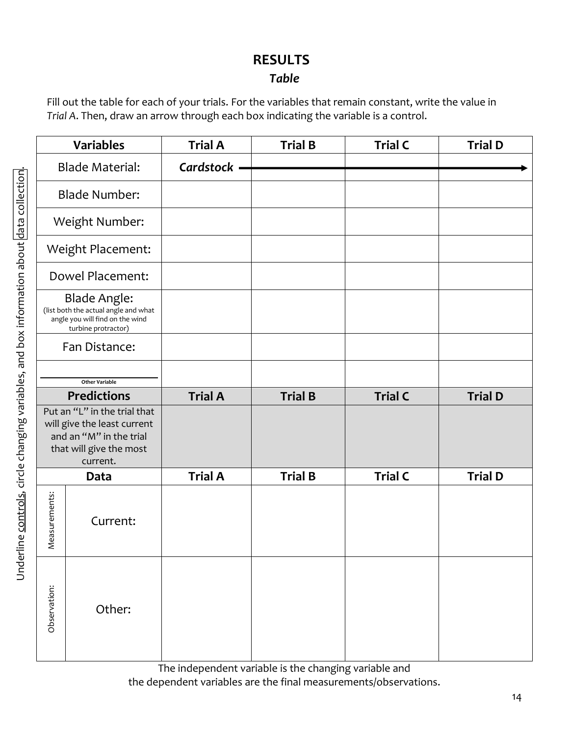## RESULTS

### *Table*

Fill out the table for each of your trials. For the variables that remain constant, write the value in *Trial A*. Then, draw an arrow through each box indicating the variable is a control.

Underline controls, circle changing variables, and box information about data collection.

| Variables | | Trial A | Trial B | Trial C | Trial D |
|---|---|---|---|---|---|
| Blade Material: | | ***Cardstock*** → | → | → | → |
| Blade Number: | | | | | |
| Weight Number: | | | | | |
| Weight Placement: | | | | | |
| Dowel Placement: | | | | | |
| Blade Angle: (list both the actual angle and what angle you will find on the wind turbine protractor) | | | | | |
| Fan Distance: | | | | | |
| ________ Other Variable | | | | | |
| **Predictions** | | **Trial A** | **Trial B** | **Trial C** | **Trial D** |
| Put an "L" in the trial that will give the least current and an "M" in the trial that will give the most current. | | | | | |
| **Data** | | **Trial A** | **Trial B** | **Trial C** | **Trial D** |
| Measurements: | Current: | | | | |
| Observation: | Other: | | | | |

The independent variable is the changing variable and the dependent variables are the final measurements/observations.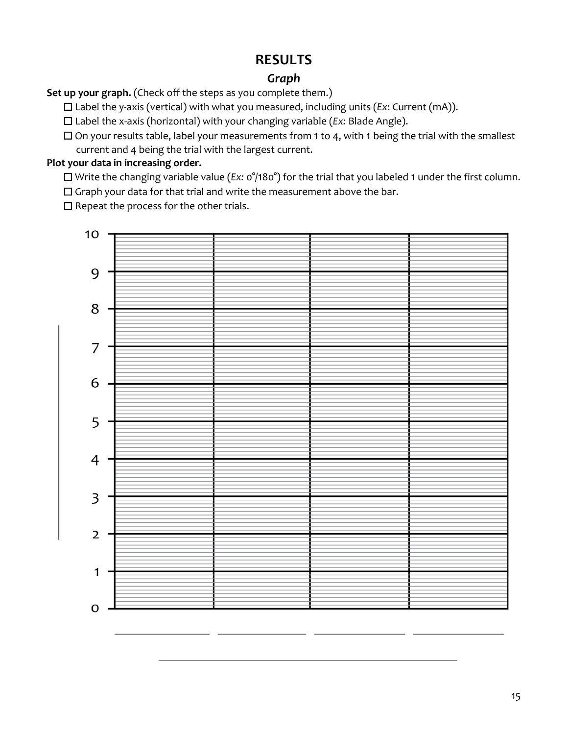## RESULTS

### *Graph*

**Set up your graph.** (Check off the steps as you complete them.)

- ☐ Label the y-axis (vertical) with what you measured, including units (*Ex*: Current (mA)).
- ☐ Label the x-axis (horizontal) with your changing variable (*Ex:* Blade Angle).
- ☐ On your results table, label your measurements from 1 to 4, with 1 being the trial with the smallest current and 4 being the trial with the largest current.

**Plot your data in increasing order.**

- ☐ Write the changing variable value (*Ex:* 0°/180°) for the trial that you labeled 1 under the first column.
- ☐ Graph your data for that trial and write the measurement above the bar.
- ☐ Repeat the process for the other trials.

10
9
8
7
6
5
4
3
2
1
0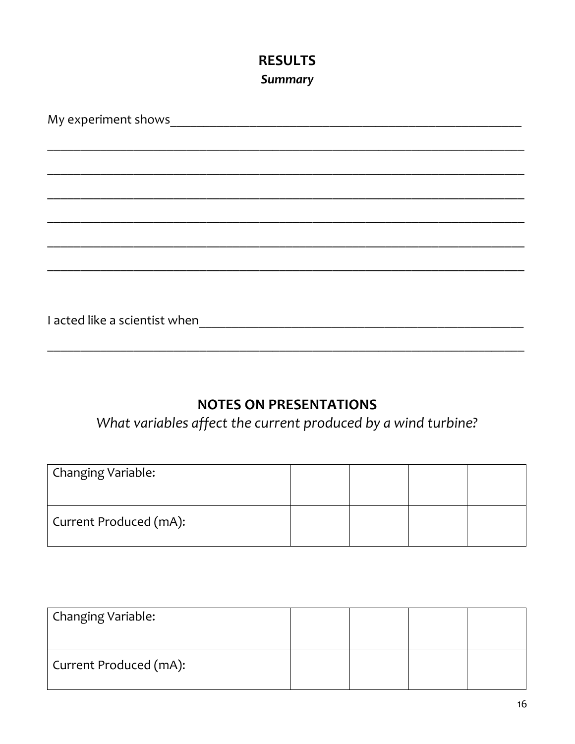## RESULTS

***Summary***

My experiment shows\_\_\_\_\_\_\_\_\_\_\_\_\_\_\_\_\_\_\_\_\_\_\_\_\_\_\_\_\_\_\_\_\_\_\_\_\_\_\_\_\_\_\_\_\_\_\_\_\_\_\_\_\_\_\_\_\_\_

\_\_\_\_\_\_\_\_\_\_\_\_\_\_\_\_\_\_\_\_\_\_\_\_\_\_\_\_\_\_\_\_\_\_\_\_\_\_\_\_\_\_\_\_\_\_\_\_\_\_\_\_\_\_\_\_\_\_\_\_\_\_\_\_\_\_\_\_\_\_\_\_\_\_

\_\_\_\_\_\_\_\_\_\_\_\_\_\_\_\_\_\_\_\_\_\_\_\_\_\_\_\_\_\_\_\_\_\_\_\_\_\_\_\_\_\_\_\_\_\_\_\_\_\_\_\_\_\_\_\_\_\_\_\_\_\_\_\_\_\_\_\_\_\_\_\_\_\_

\_\_\_\_\_\_\_\_\_\_\_\_\_\_\_\_\_\_\_\_\_\_\_\_\_\_\_\_\_\_\_\_\_\_\_\_\_\_\_\_\_\_\_\_\_\_\_\_\_\_\_\_\_\_\_\_\_\_\_\_\_\_\_\_\_\_\_\_\_\_\_\_\_\_

\_\_\_\_\_\_\_\_\_\_\_\_\_\_\_\_\_\_\_\_\_\_\_\_\_\_\_\_\_\_\_\_\_\_\_\_\_\_\_\_\_\_\_\_\_\_\_\_\_\_\_\_\_\_\_\_\_\_\_\_\_\_\_\_\_\_\_\_\_\_\_\_\_\_

\_\_\_\_\_\_\_\_\_\_\_\_\_\_\_\_\_\_\_\_\_\_\_\_\_\_\_\_\_\_\_\_\_\_\_\_\_\_\_\_\_\_\_\_\_\_\_\_\_\_\_\_\_\_\_\_\_\_\_\_\_\_\_\_\_\_\_\_\_\_\_\_\_\_

\_\_\_\_\_\_\_\_\_\_\_\_\_\_\_\_\_\_\_\_\_\_\_\_\_\_\_\_\_\_\_\_\_\_\_\_\_\_\_\_\_\_\_\_\_\_\_\_\_\_\_\_\_\_\_\_\_\_\_\_\_\_\_\_\_\_\_\_\_\_\_\_\_\_

I acted like a scientist when\_\_\_\_\_\_\_\_\_\_\_\_\_\_\_\_\_\_\_\_\_\_\_\_\_\_\_\_\_\_\_\_\_\_\_\_\_\_\_\_\_\_\_\_\_\_\_\_\_\_\_\_

\_\_\_\_\_\_\_\_\_\_\_\_\_\_\_\_\_\_\_\_\_\_\_\_\_\_\_\_\_\_\_\_\_\_\_\_\_\_\_\_\_\_\_\_\_\_\_\_\_\_\_\_\_\_\_\_\_\_\_\_\_\_\_\_\_\_\_\_\_\_\_\_\_\_

## NOTES ON PRESENTATIONS

*What variables affect the current produced by a wind turbine?*

| | | | | |
|---|---|---|---|---|
| Changing Variable: | | | | |
| Current Produced (mA): | | | | |

| | | | | |
|---|---|---|---|---|
| Changing Variable: | | | | |
| Current Produced (mA): | | | | |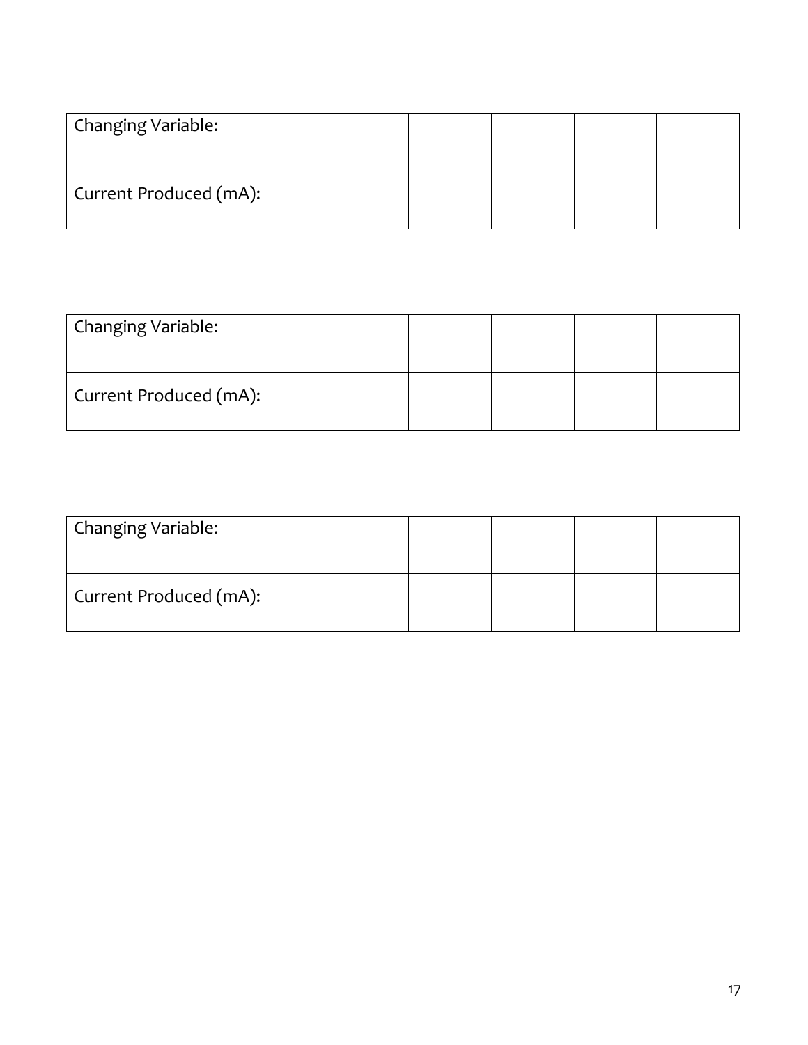| | | | | |
|---|---|---|---|---|
| Changing Variable: | | | | |
| Current Produced (mA): | | | | |

| | | | | |
|---|---|---|---|---|
| Changing Variable: | | | | |
| Current Produced (mA): | | | | |

| | | | | |
|---|---|---|---|---|
| Changing Variable: | | | | |
| Current Produced (mA): | | | | |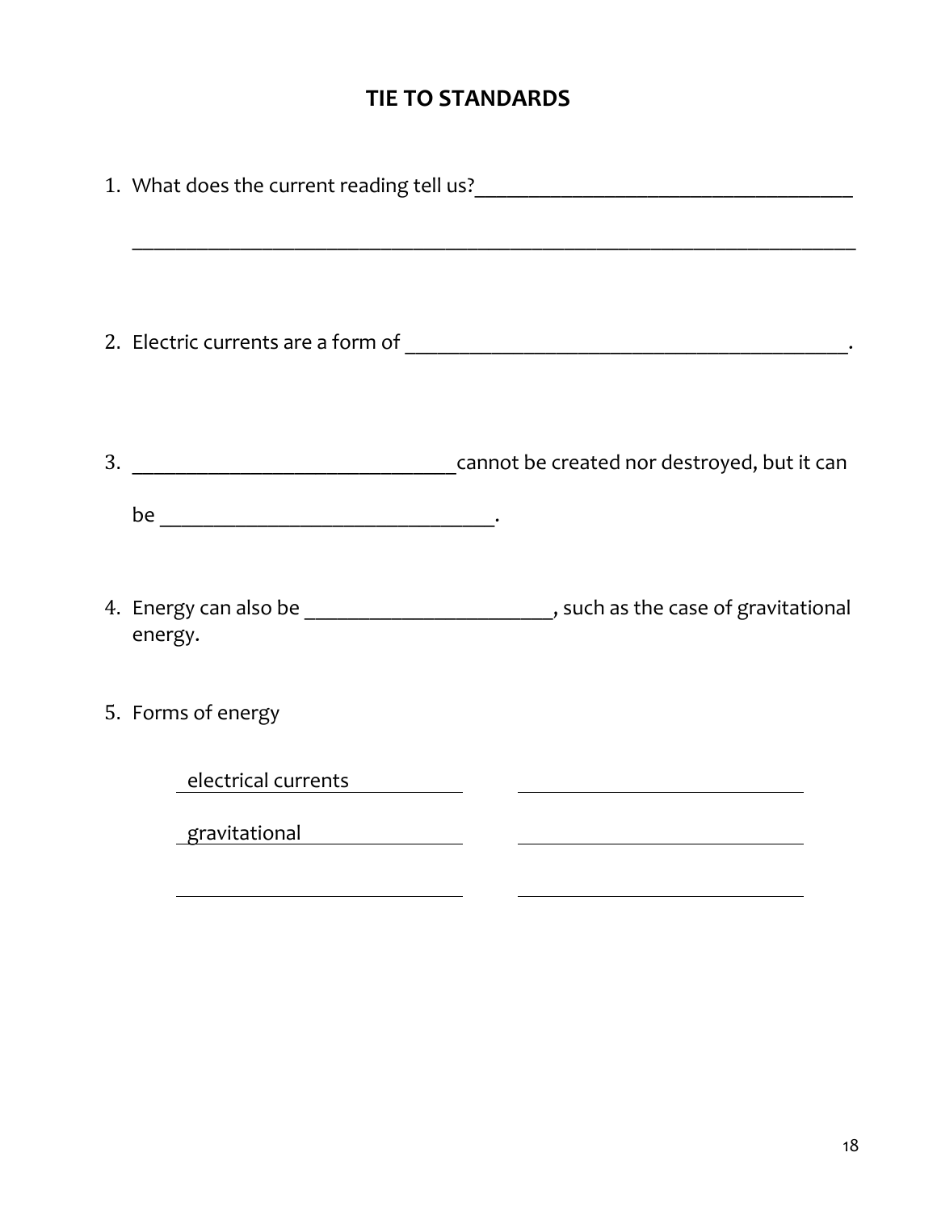## TIE TO STANDARDS

1. What does the current reading tell us?____________________________________

   ______________________________________________________________________

2. Electric currents are a form of ___________________________________________.

3. ______________________________cannot be created nor destroyed, but it can

   be _______________________________.

4. Energy can also be _______________________, such as the case of gravitational energy.

5. Forms of energy

| | |
|---|---|
| electrical currents | |
| gravitational | |
| | |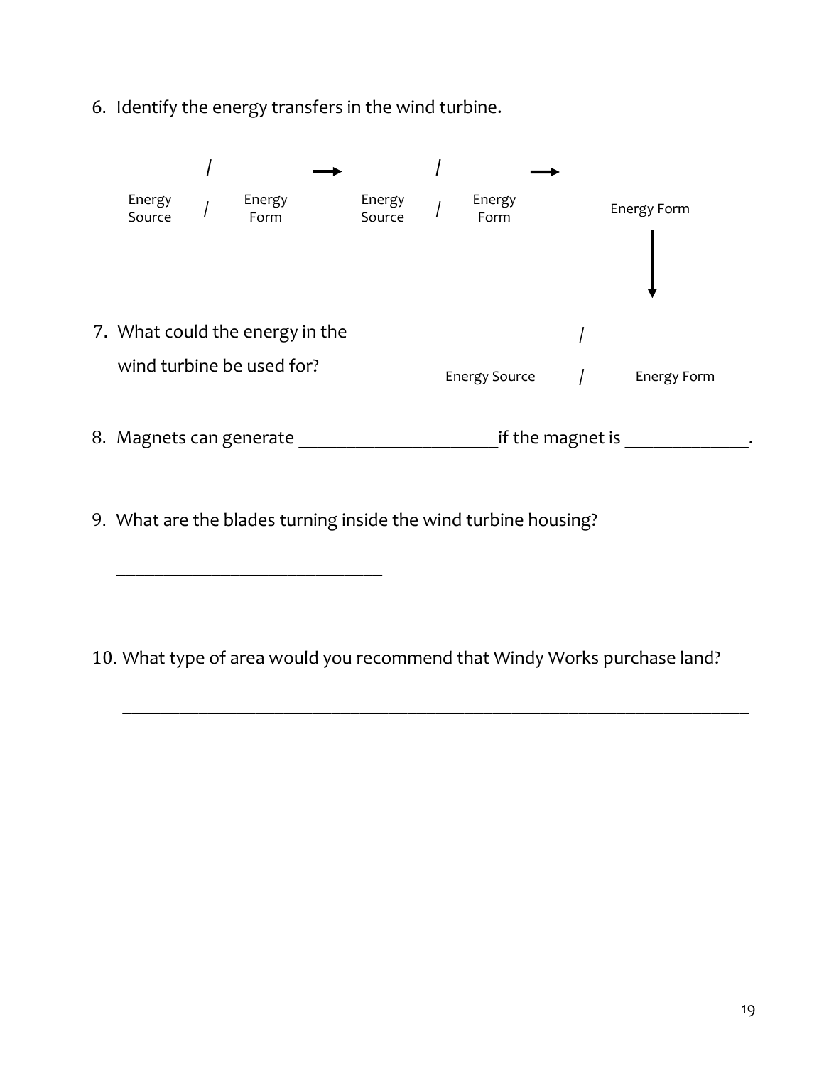6. Identify the energy transfers in the wind turbine.

\_\_\_\_\_\_\_\_\_\_ / \_\_\_\_\_\_\_\_\_\_ → \_\_\_\_\_\_\_\_\_\_ / \_\_\_\_\_\_\_\_\_\_ → \_\_\_\_\_\_\_\_\_\_\_\_\_\_\_\_\_\_\_\_

Energy Source / Energy Form → Energy Source / Energy Form → Energy Form

↓

7. What could the energy in the wind turbine be used for?

\_\_\_\_\_\_\_\_\_\_\_\_\_\_\_\_\_\_ / \_\_\_\_\_\_\_\_\_\_\_\_\_\_\_\_\_\_

Energy Source / Energy Form

8. Magnets can generate ______________________if the magnet is _____________.

9. What are the blades turning inside the wind turbine housing?

_____________________________

10. What type of area would you recommend that Windy Works purchase land?

______________________________________________________________________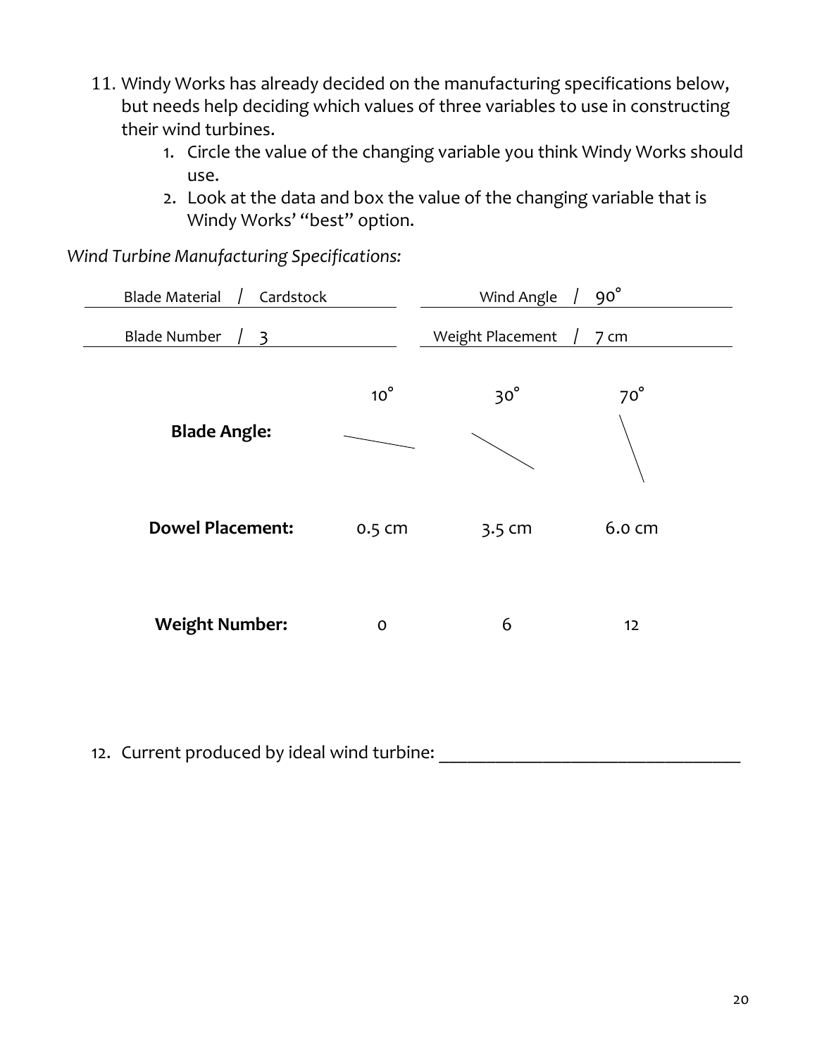11. Windy Works has already decided on the manufacturing specifications below, but needs help deciding which values of three variables to use in constructing their wind turbines.
    1. Circle the value of the changing variable you think Windy Works should use.
    2. Look at the data and box the value of the changing variable that is Windy Works' "best" option.

*Wind Turbine Manufacturing Specifications:*

| | |
|---|---|
| Blade Material / Cardstock | Wind Angle / 90° |
| Blade Number / 3 | Weight Placement / 7 cm |

| | | | |
|---|---|---|---|
| **Blade Angle:** | 10° | 30° | 70° |
| **Dowel Placement:** | 0.5 cm | 3.5 cm | 6.0 cm |
| **Weight Number:** | 0 | 6 | 12 |

12. Current produced by ideal wind turbine: ________________________________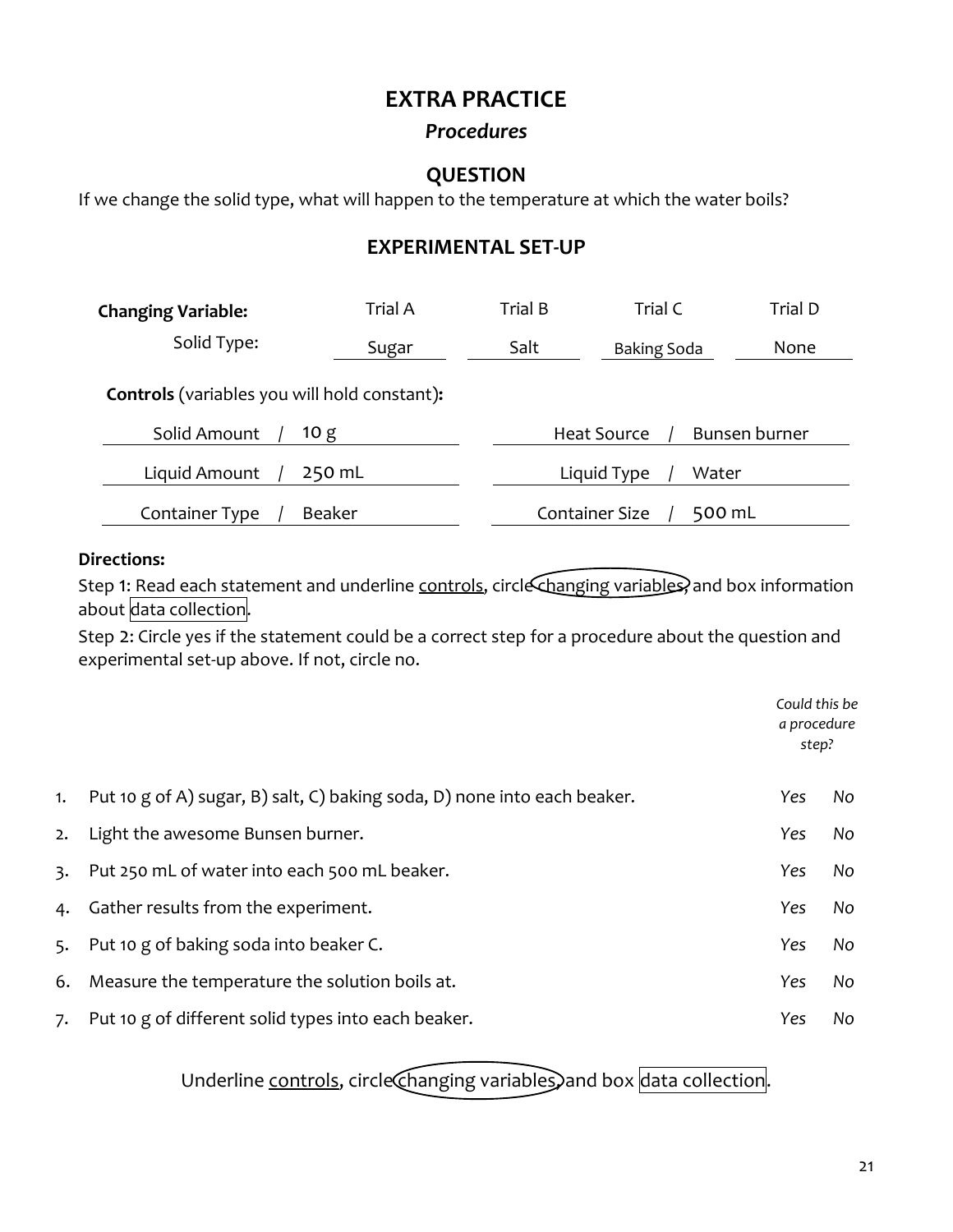# EXTRA PRACTICE

## *Procedures*

## QUESTION

If we change the solid type, what will happen to the temperature at which the water boils?

## EXPERIMENTAL SET-UP

| **Changing Variable:** | Trial A | Trial B | Trial C | Trial D |
|---|---|---|---|---|
| Solid Type: | Sugar | Salt | Baking Soda | None |

**Controls** (variables you will hold constant)**:**

| | |
|---|---|
| Solid Amount / 10 g | Heat Source / Bunsen burner |
| Liquid Amount / 250 mL | Liquid Type / Water |
| Container Type / Beaker | Container Size / 500 mL |

**Directions:**

Step 1: Read each statement and underline controls, circle changing variables, and box information about data collection.

Step 2: Circle yes if the statement could be a correct step for a procedure about the question and experimental set-up above. If not, circle no.

| | | *Could this be a procedure step?* | |
|---|---|---|---|
| 1. | Put 10 g of A) sugar, B) salt, C) baking soda, D) none into each beaker. | *Yes* | *No* |
| 2. | Light the awesome Bunsen burner. | *Yes* | *No* |
| 3. | Put 250 mL of water into each 500 mL beaker. | *Yes* | *No* |
| 4. | Gather results from the experiment. | *Yes* | *No* |
| 5. | Put 10 g of baking soda into beaker C. | *Yes* | *No* |
| 6. | Measure the temperature the solution boils at. | *Yes* | *No* |
| 7. | Put 10 g of different solid types into each beaker. | *Yes* | *No* |

Underline controls, circle changing variables, and box data collection.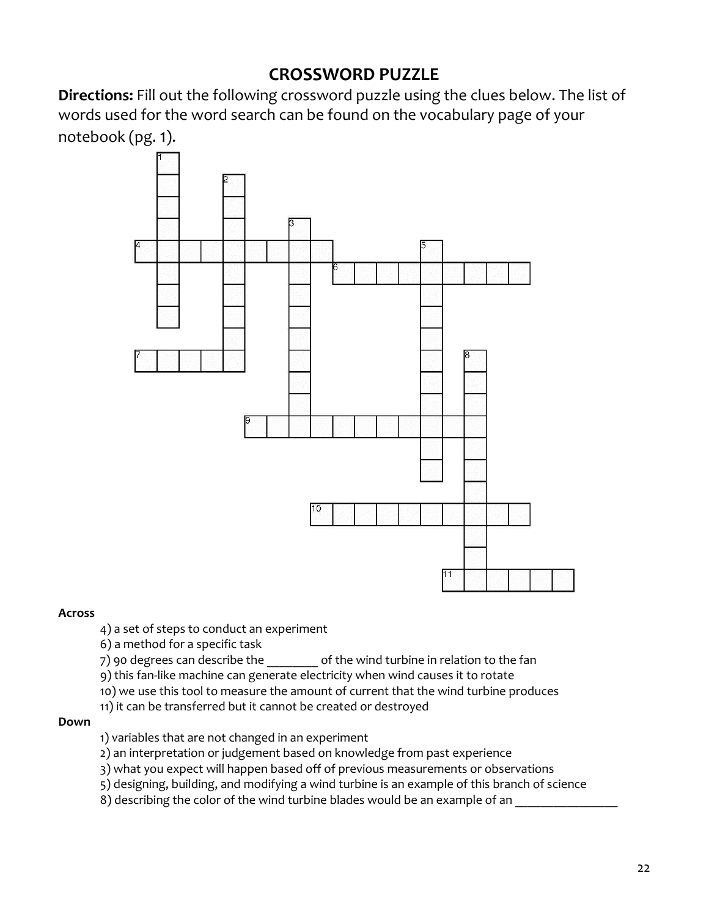# CROSSWORD PUZZLE

**Directions:** Fill out the following crossword puzzle using the clues below. The list of words used for the word search can be found on the vocabulary page of your notebook (pg. 1).

**Across**

4) a set of steps to conduct an experiment
6) a method for a specific task
7) 90 degrees can describe the ________ of the wind turbine in relation to the fan
9) this fan-like machine can generate electricity when wind causes it to rotate
10) we use this tool to measure the amount of current that the wind turbine produces
11) it can be transferred but it cannot be created or destroyed

**Down**

1) variables that are not changed in an experiment
2) an interpretation or judgement based on knowledge from past experience
3) what you expect will happen based off of previous measurements or observations
5) designing, building, and modifying a wind turbine is an example of this branch of science
8) describing the color of the wind turbine blades would be an example of an ________________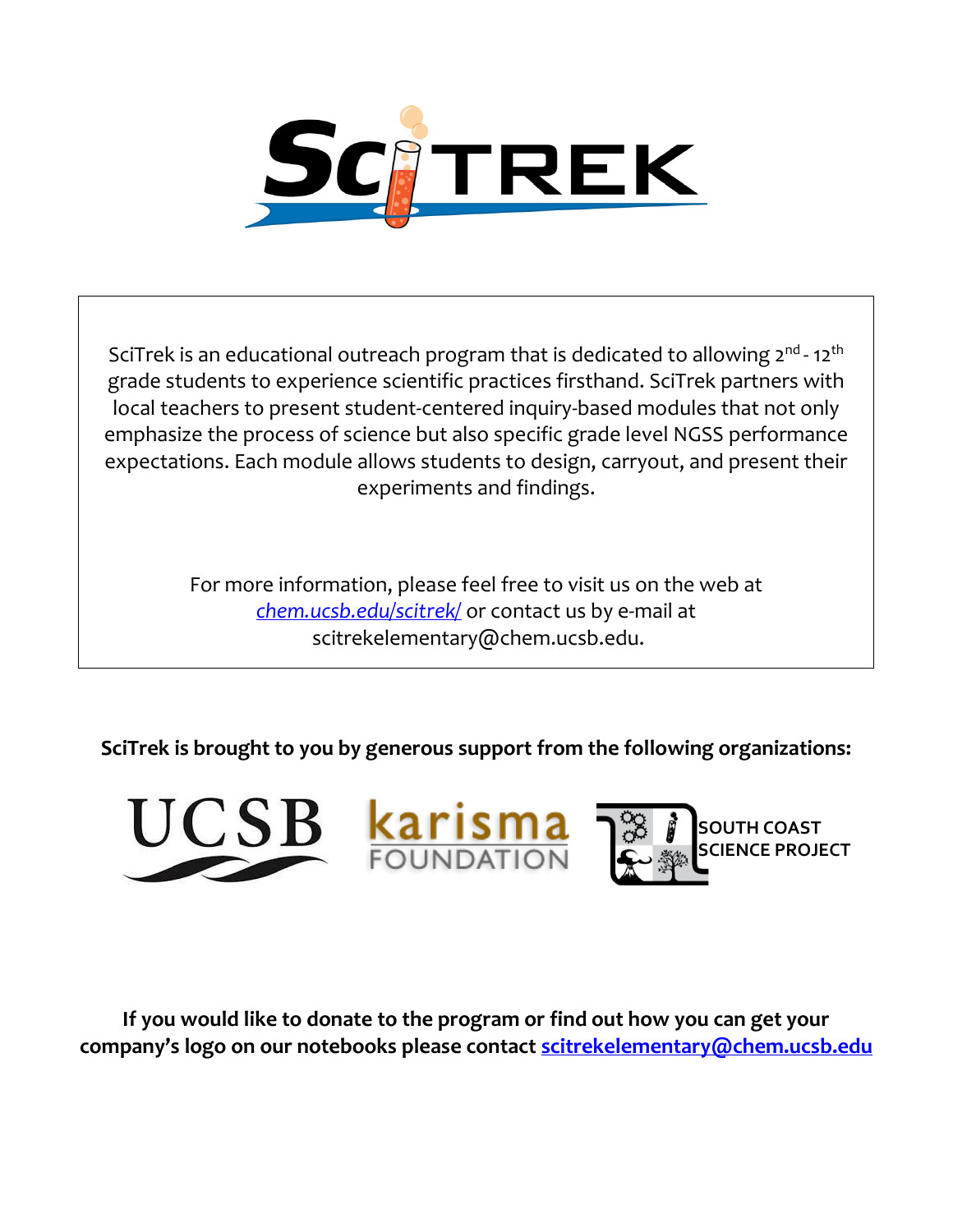SciTrek is an educational outreach program that is dedicated to allowing 2nd - 12th grade students to experience scientific practices firsthand. SciTrek partners with local teachers to present student-centered inquiry-based modules that not only emphasize the process of science but also specific grade level NGSS performance expectations. Each module allows students to design, carryout, and present their experiments and findings.

For more information, please feel free to visit us on the web at *chem.ucsb.edu/scitrek/* or contact us by e-mail at scitrekelementary@chem.ucsb.edu.

**SciTrek is brought to you by generous support from the following organizations:**

UCSB

karisma FOUNDATION

SOUTH COAST SCIENCE PROJECT

**If you would like to donate to the program or find out how you can get your company's logo on our notebooks please contact scitrekelementary@chem.ucsb.edu**